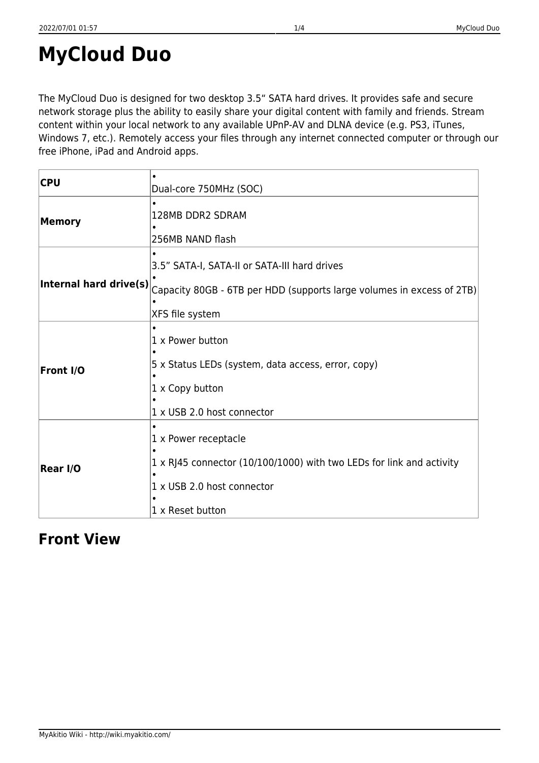# MyCloud Duo

The MyCloud Duo is designed for two desktop 3.5" SATA hard drives. It provides safe and secure network storage plus the ability to easily share your digital content with family and friends. Stream content within your local network to any available UPnP-AV and DLNA device (e.g. PS3, iTunes, Windows 7, etc.). Remotely access your files through any internet connected computer or through our free iPhone, iPad and Android apps.

| | |
|---|---|
| **CPU** | • Dual-core 750MHz (SOC) |
| **Memory** | • 128MB DDR2 SDRAM<br>• 256MB NAND flash |
| **Internal hard drive(s)** | • 3.5" SATA-I, SATA-II or SATA-III hard drives<br>• Capacity 80GB - 6TB per HDD (supports large volumes in excess of 2TB)<br>• XFS file system |
| **Front I/O** | • 1 x Power button<br>• 5 x Status LEDs (system, data access, error, copy)<br>• 1 x Copy button<br>• 1 x USB 2.0 host connector |
| **Rear I/O** | • 1 x Power receptacle<br>• 1 x RJ45 connector (10/100/1000) with two LEDs for link and activity<br>• 1 x USB 2.0 host connector<br>• 1 x Reset button |

## Front View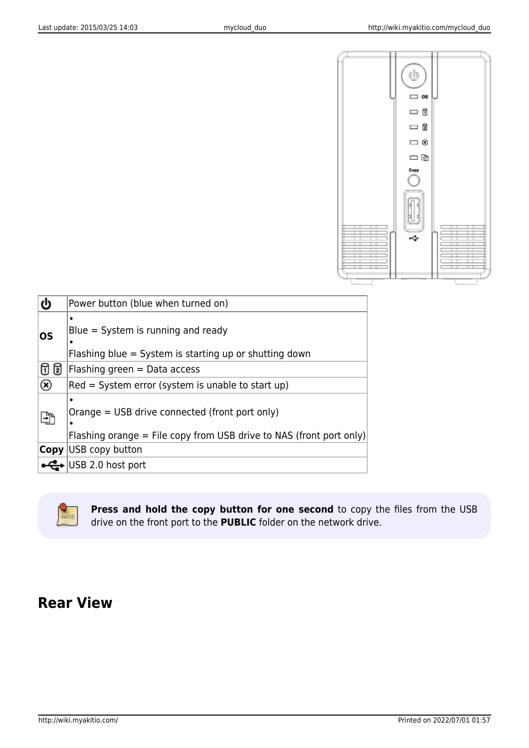| ⏻ | Power button (blue when turned on) |
|---|---|
| **OS** | • Blue = System is running and ready<br>• Flashing blue = System is starting up or shutting down |
| 🛢1 🛢2 | Flashing green = Data access |
| ⊗ | Red = System error (system is unable to start up) |
| ⎘ | • Orange = USB drive connected (front port only)<br>• Flashing orange = File copy from USB drive to NAS (front port only) |
| **Copy** | USB copy button |
| ⭠USB⭢ | USB 2.0 host port |

**Press and hold the copy button for one second** to copy the files from the USB drive on the front port to the **PUBLIC** folder on the network drive.

## Rear View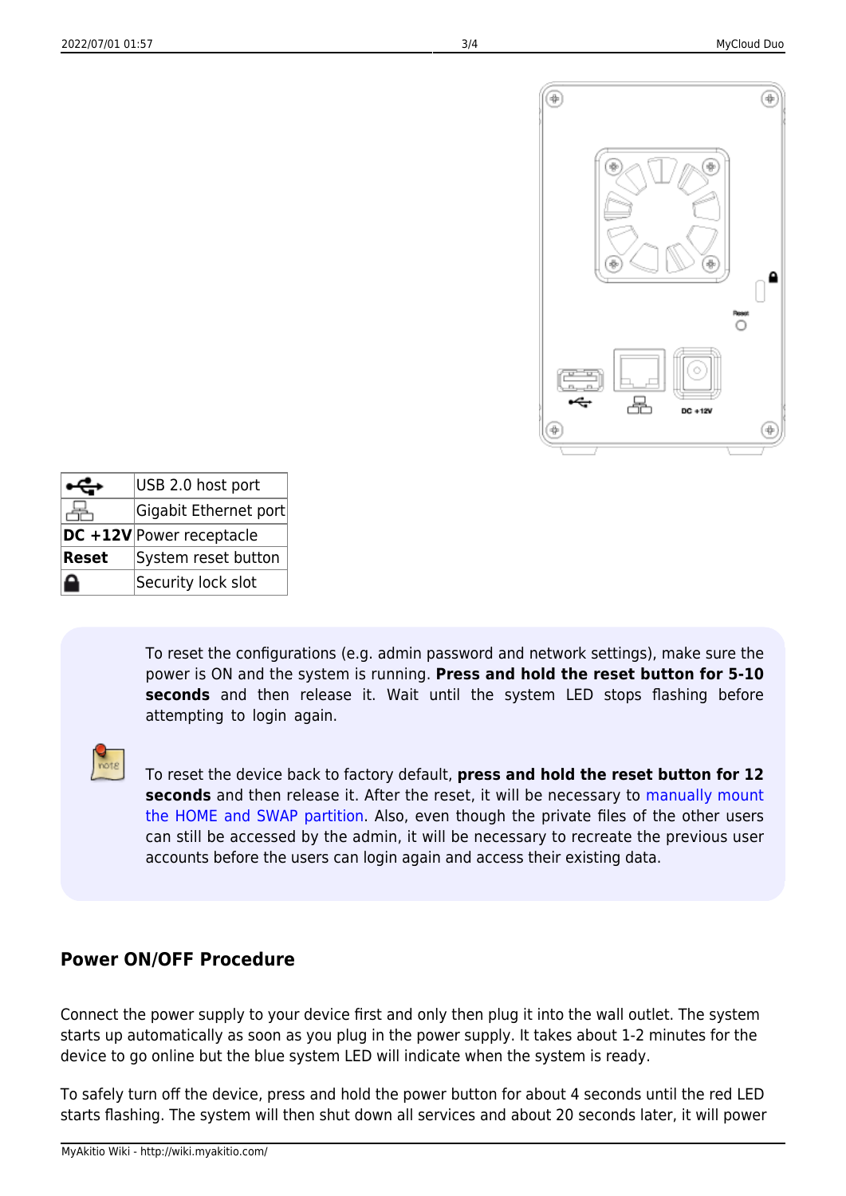| | |
|---|---|
| USB icon | USB 2.0 host port |
| Network icon | Gigabit Ethernet port |
| **DC +12V** | Power receptacle |
| **Reset** | System reset button |
| Lock icon | Security lock slot |

To reset the configurations (e.g. admin password and network settings), make sure the power is ON and the system is running. **Press and hold the reset button for 5-10 seconds** and then release it. Wait until the system LED stops flashing before attempting to login again.

To reset the device back to factory default, **press and hold the reset button for 12 seconds** and then release it. After the reset, it will be necessary to manually mount the HOME and SWAP partition. Also, even though the private files of the other users can still be accessed by the admin, it will be necessary to recreate the previous user accounts before the users can login again and access their existing data.

## Power ON/OFF Procedure

Connect the power supply to your device first and only then plug it into the wall outlet. The system starts up automatically as soon as you plug in the power supply. It takes about 1-2 minutes for the device to go online but the blue system LED will indicate when the system is ready.

To safely turn off the device, press and hold the power button for about 4 seconds until the red LED starts flashing. The system will then shut down all services and about 20 seconds later, it will power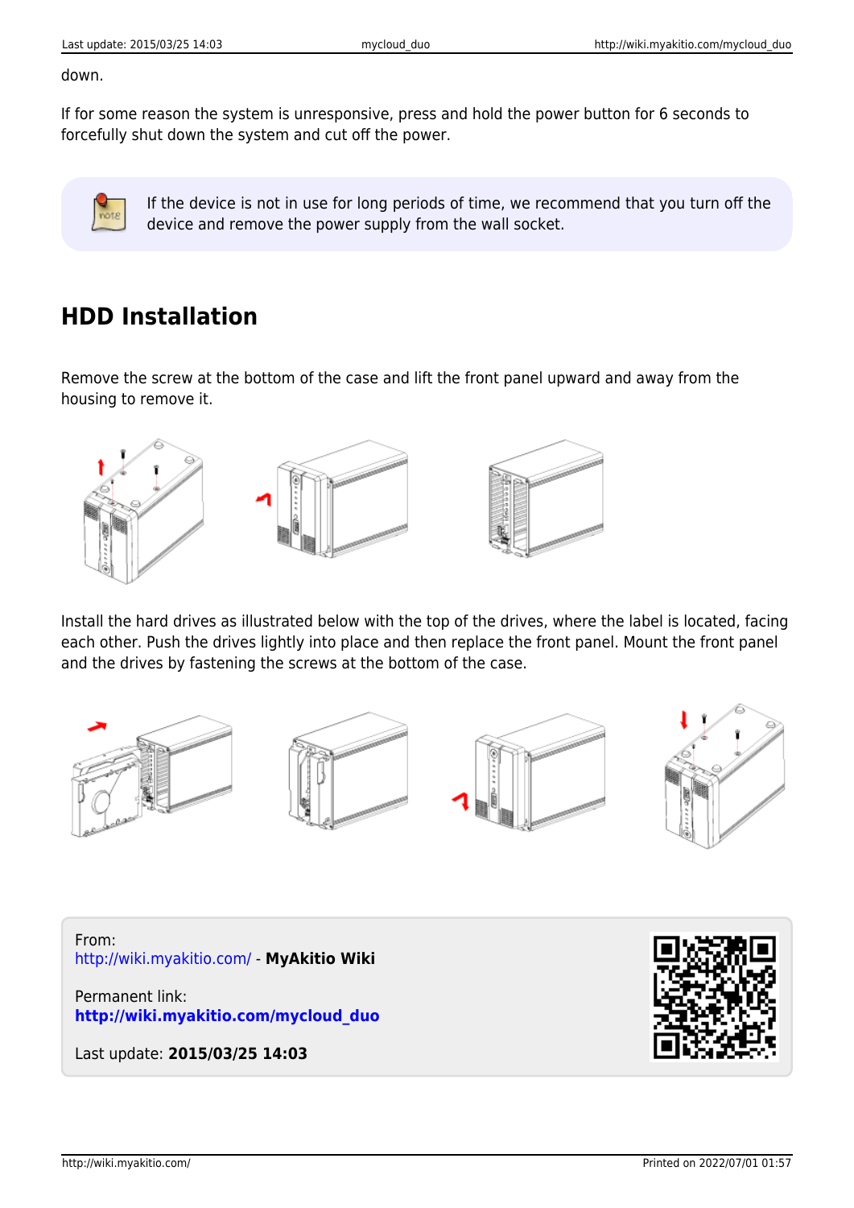down.

If for some reason the system is unresponsive, press and hold the power button for 6 seconds to forcefully shut down the system and cut off the power.

If the device is not in use for long periods of time, we recommend that you turn off the device and remove the power supply from the wall socket.

## HDD Installation

Remove the screw at the bottom of the case and lift the front panel upward and away from the housing to remove it.

Install the hard drives as illustrated below with the top of the drives, where the label is located, facing each other. Push the drives lightly into place and then replace the front panel. Mount the front panel and the drives by fastening the screws at the bottom of the case.

From:
http://wiki.myakitio.com/ - **MyAkitio Wiki**

Permanent link:
**http://wiki.myakitio.com/mycloud_duo**

Last update: **2015/03/25 14:03**